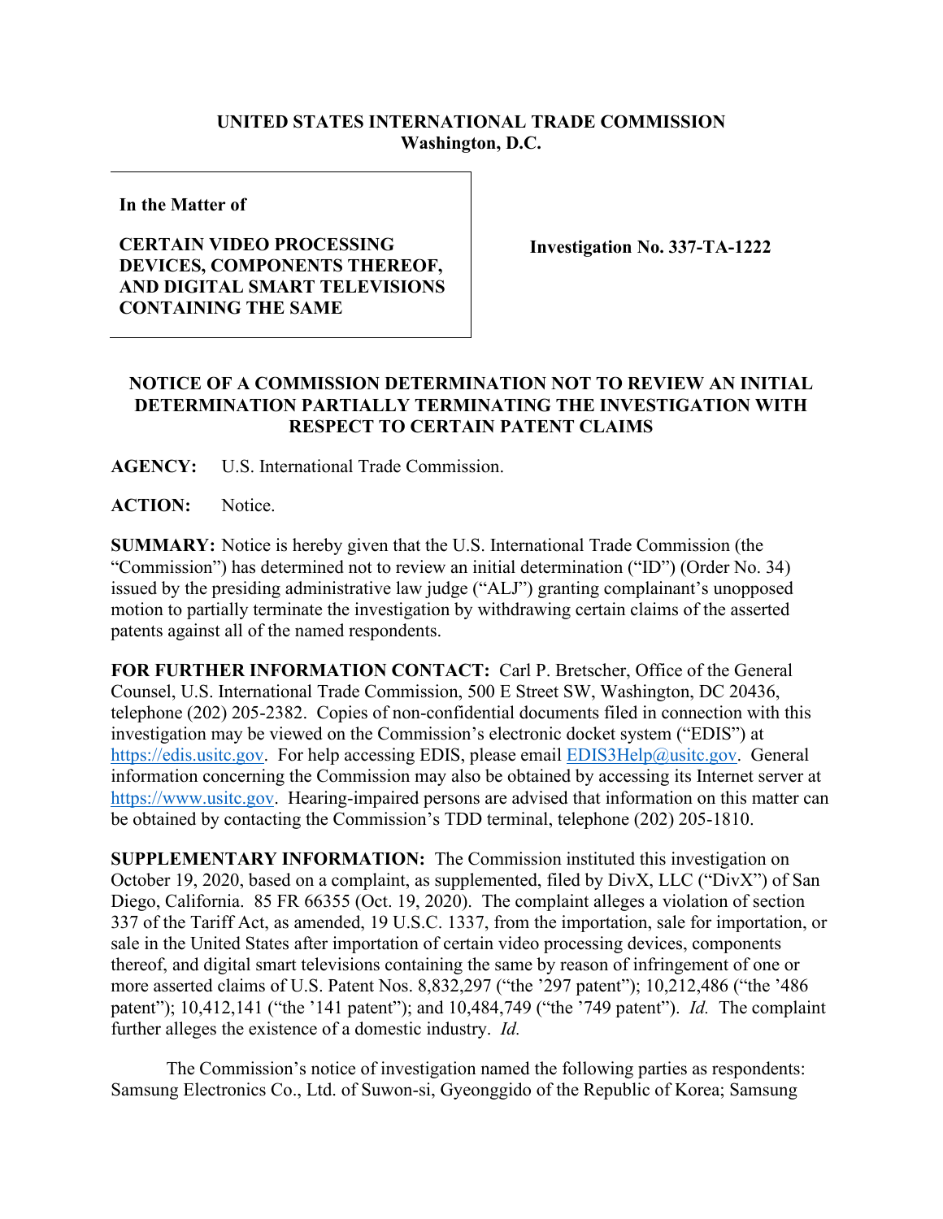**UNITED STATES INTERNATIONAL TRADE COMMISSION**
**Washington, D.C.**

| In the Matter of | |
|---|---|
| **CERTAIN VIDEO PROCESSING DEVICES, COMPONENTS THEREOF, AND DIGITAL SMART TELEVISIONS CONTAINING THE SAME** | **Investigation No. 337-TA-1222** |

## NOTICE OF A COMMISSION DETERMINATION NOT TO REVIEW AN INITIAL DETERMINATION PARTIALLY TERMINATING THE INVESTIGATION WITH RESPECT TO CERTAIN PATENT CLAIMS

**AGENCY:** U.S. International Trade Commission.

**ACTION:** Notice.

**SUMMARY:** Notice is hereby given that the U.S. International Trade Commission (the "Commission") has determined not to review an initial determination ("ID") (Order No. 34) issued by the presiding administrative law judge ("ALJ") granting complainant's unopposed motion to partially terminate the investigation by withdrawing certain claims of the asserted patents against all of the named respondents.

**FOR FURTHER INFORMATION CONTACT:** Carl P. Bretscher, Office of the General Counsel, U.S. International Trade Commission, 500 E Street SW, Washington, DC 20436, telephone (202) 205-2382. Copies of non-confidential documents filed in connection with this investigation may be viewed on the Commission's electronic docket system ("EDIS") at https://edis.usitc.gov. For help accessing EDIS, please email EDIS3Help@usitc.gov. General information concerning the Commission may also be obtained by accessing its Internet server at https://www.usitc.gov. Hearing-impaired persons are advised that information on this matter can be obtained by contacting the Commission's TDD terminal, telephone (202) 205-1810.

**SUPPLEMENTARY INFORMATION:** The Commission instituted this investigation on October 19, 2020, based on a complaint, as supplemented, filed by DivX, LLC ("DivX") of San Diego, California. 85 FR 66355 (Oct. 19, 2020). The complaint alleges a violation of section 337 of the Tariff Act, as amended, 19 U.S.C. 1337, from the importation, sale for importation, or sale in the United States after importation of certain video processing devices, components thereof, and digital smart televisions containing the same by reason of infringement of one or more asserted claims of U.S. Patent Nos. 8,832,297 ("the '297 patent"); 10,212,486 ("the '486 patent"); 10,412,141 ("the '141 patent"); and 10,484,749 ("the '749 patent"). *Id.* The complaint further alleges the existence of a domestic industry. *Id.*

The Commission's notice of investigation named the following parties as respondents: Samsung Electronics Co., Ltd. of Suwon-si, Gyeonggido of the Republic of Korea; Samsung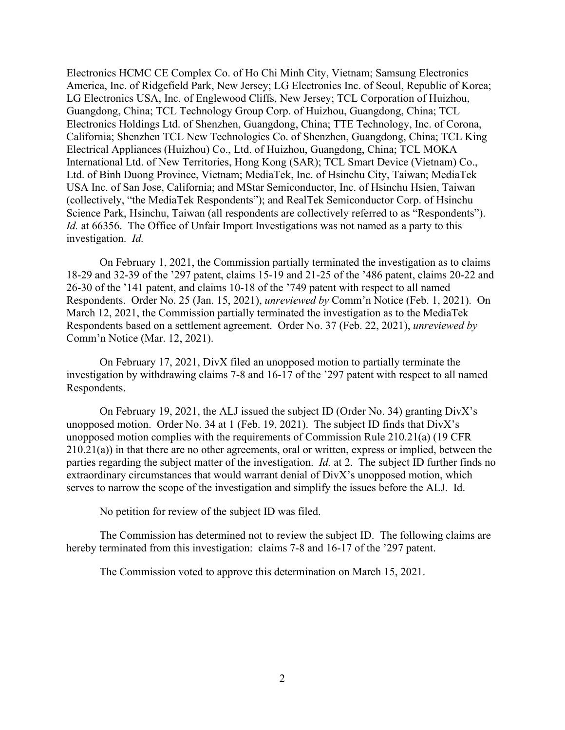Electronics HCMC CE Complex Co. of Ho Chi Minh City, Vietnam; Samsung Electronics America, Inc. of Ridgefield Park, New Jersey; LG Electronics Inc. of Seoul, Republic of Korea; LG Electronics USA, Inc. of Englewood Cliffs, New Jersey; TCL Corporation of Huizhou, Guangdong, China; TCL Technology Group Corp. of Huizhou, Guangdong, China; TCL Electronics Holdings Ltd. of Shenzhen, Guangdong, China; TTE Technology, Inc. of Corona, California; Shenzhen TCL New Technologies Co. of Shenzhen, Guangdong, China; TCL King Electrical Appliances (Huizhou) Co., Ltd. of Huizhou, Guangdong, China; TCL MOKA International Ltd. of New Territories, Hong Kong (SAR); TCL Smart Device (Vietnam) Co., Ltd. of Binh Duong Province, Vietnam; MediaTek, Inc. of Hsinchu City, Taiwan; MediaTek USA Inc. of San Jose, California; and MStar Semiconductor, Inc. of Hsinchu Hsien, Taiwan (collectively, "the MediaTek Respondents"); and RealTek Semiconductor Corp. of Hsinchu Science Park, Hsinchu, Taiwan (all respondents are collectively referred to as "Respondents"). *Id.* at 66356. The Office of Unfair Import Investigations was not named as a party to this investigation. *Id.*

On February 1, 2021, the Commission partially terminated the investigation as to claims 18-29 and 32-39 of the '297 patent, claims 15-19 and 21-25 of the '486 patent, claims 20-22 and 26-30 of the '141 patent, and claims 10-18 of the '749 patent with respect to all named Respondents. Order No. 25 (Jan. 15, 2021), *unreviewed by* Comm'n Notice (Feb. 1, 2021). On March 12, 2021, the Commission partially terminated the investigation as to the MediaTek Respondents based on a settlement agreement. Order No. 37 (Feb. 22, 2021), *unreviewed by* Comm'n Notice (Mar. 12, 2021).

On February 17, 2021, DivX filed an unopposed motion to partially terminate the investigation by withdrawing claims 7-8 and 16-17 of the '297 patent with respect to all named Respondents.

On February 19, 2021, the ALJ issued the subject ID (Order No. 34) granting DivX's unopposed motion. Order No. 34 at 1 (Feb. 19, 2021). The subject ID finds that DivX's unopposed motion complies with the requirements of Commission Rule 210.21(a) (19 CFR 210.21(a)) in that there are no other agreements, oral or written, express or implied, between the parties regarding the subject matter of the investigation. *Id.* at 2. The subject ID further finds no extraordinary circumstances that would warrant denial of DivX's unopposed motion, which serves to narrow the scope of the investigation and simplify the issues before the ALJ. Id.

No petition for review of the subject ID was filed.

The Commission has determined not to review the subject ID. The following claims are hereby terminated from this investigation: claims 7-8 and 16-17 of the '297 patent.

The Commission voted to approve this determination on March 15, 2021.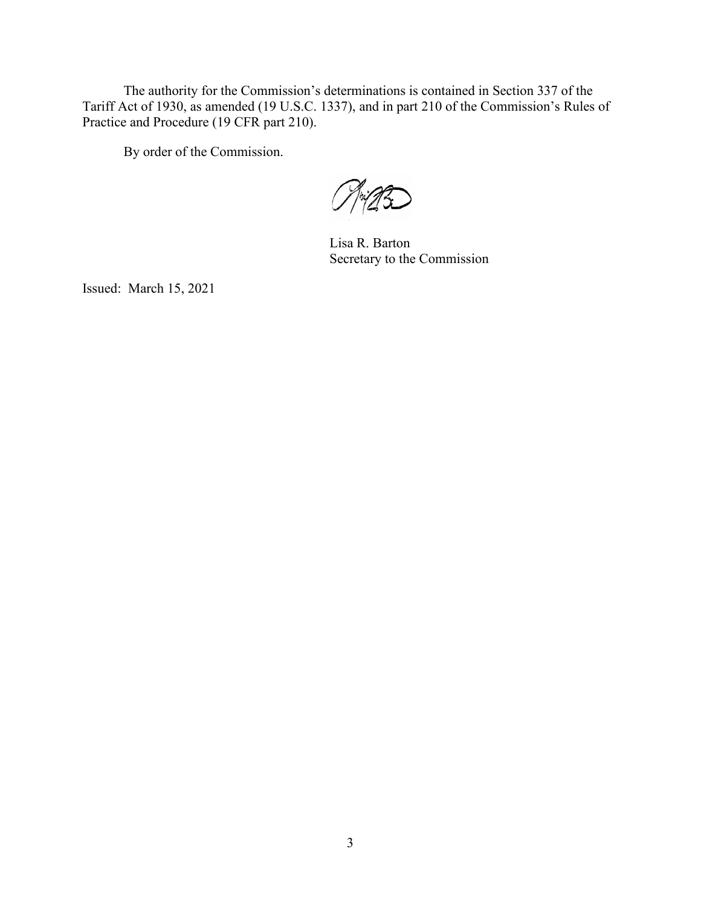The authority for the Commission's determinations is contained in Section 337 of the Tariff Act of 1930, as amended (19 U.S.C. 1337), and in part 210 of the Commission's Rules of Practice and Procedure (19 CFR part 210).

By order of the Commission.

Lisa R. Barton  
Secretary to the Commission

Issued: March 15, 2021